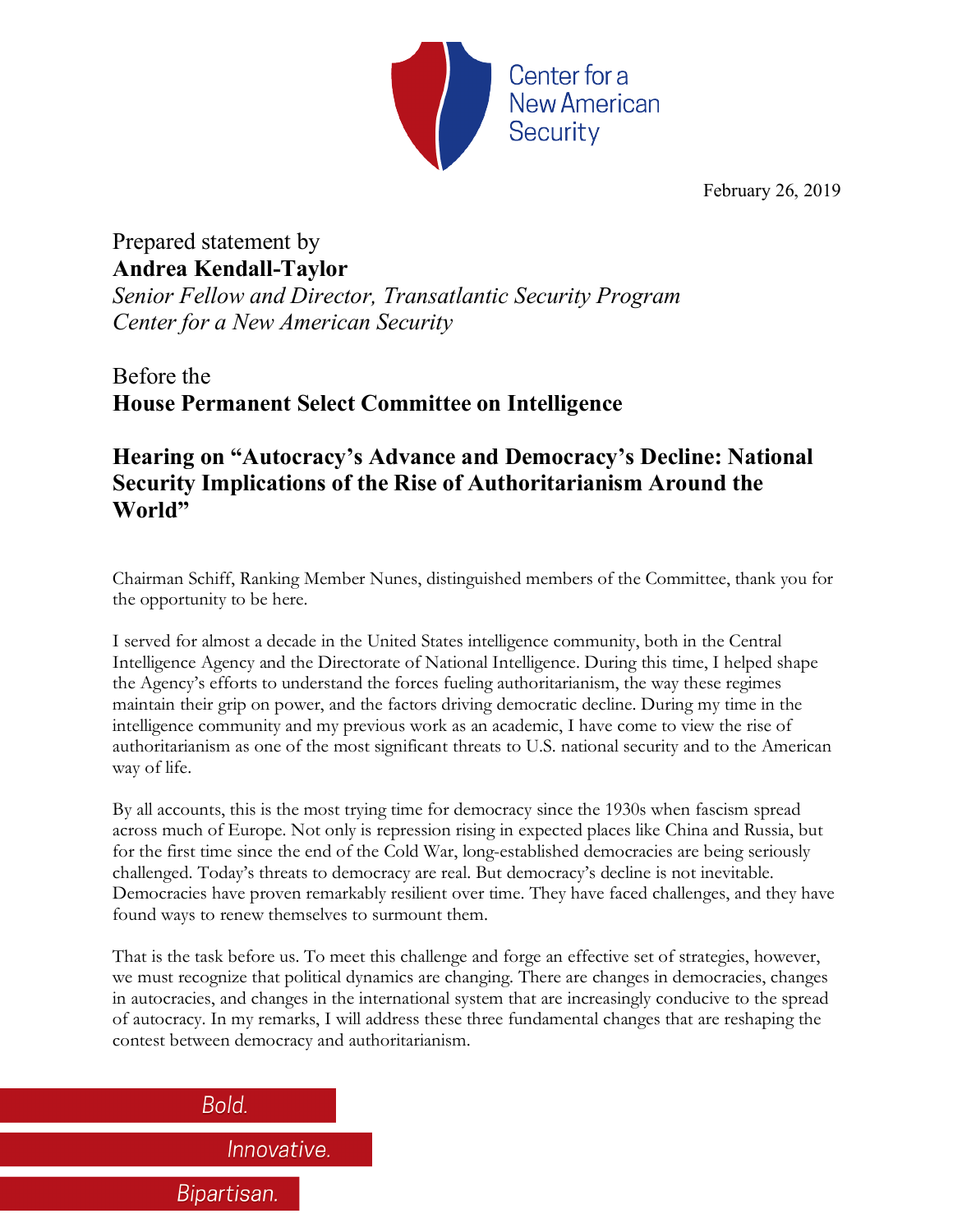Center for a New American Security

February 26, 2019

Prepared statement by
**Andrea Kendall-Taylor**
*Senior Fellow and Director, Transatlantic Security Program*
*Center for a New American Security*

Before the
**House Permanent Select Committee on Intelligence**

## Hearing on "Autocracy's Advance and Democracy's Decline: National Security Implications of the Rise of Authoritarianism Around the World"

Chairman Schiff, Ranking Member Nunes, distinguished members of the Committee, thank you for the opportunity to be here.

I served for almost a decade in the United States intelligence community, both in the Central Intelligence Agency and the Directorate of National Intelligence. During this time, I helped shape the Agency's efforts to understand the forces fueling authoritarianism, the way these regimes maintain their grip on power, and the factors driving democratic decline. During my time in the intelligence community and my previous work as an academic, I have come to view the rise of authoritarianism as one of the most significant threats to U.S. national security and to the American way of life.

By all accounts, this is the most trying time for democracy since the 1930s when fascism spread across much of Europe. Not only is repression rising in expected places like China and Russia, but for the first time since the end of the Cold War, long-established democracies are being seriously challenged. Today's threats to democracy are real. But democracy's decline is not inevitable. Democracies have proven remarkably resilient over time. They have faced challenges, and they have found ways to renew themselves to surmount them.

That is the task before us. To meet this challenge and forge an effective set of strategies, however, we must recognize that political dynamics are changing. There are changes in democracies, changes in autocracies, and changes in the international system that are increasingly conducive to the spread of autocracy. In my remarks, I will address these three fundamental changes that are reshaping the contest between democracy and authoritarianism.

Bold.
Innovative.
Bipartisan.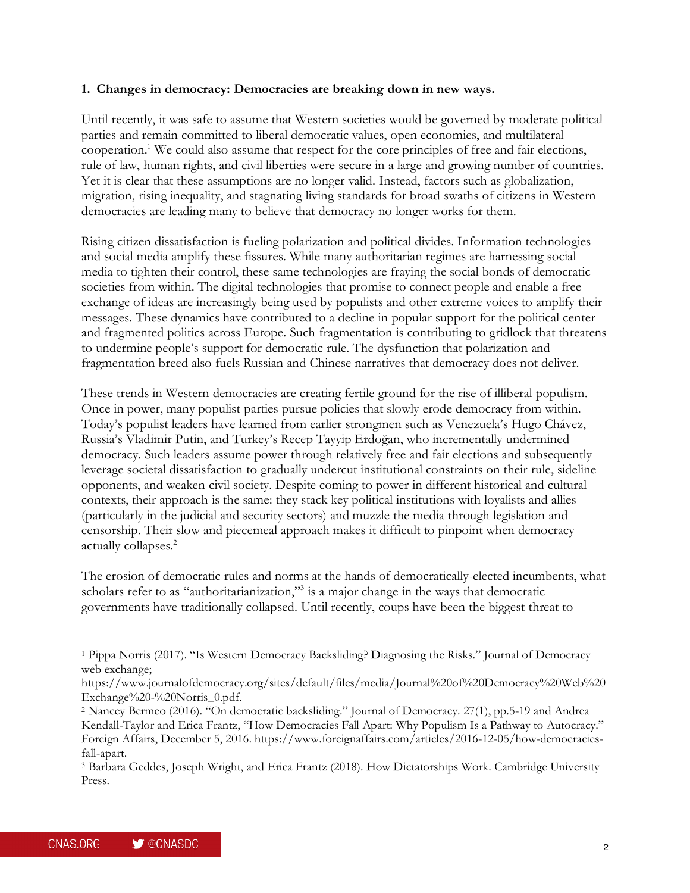**1. Changes in democracy: Democracies are breaking down in new ways.**

Until recently, it was safe to assume that Western societies would be governed by moderate political parties and remain committed to liberal democratic values, open economies, and multilateral cooperation.[1] We could also assume that respect for the core principles of free and fair elections, rule of law, human rights, and civil liberties were secure in a large and growing number of countries. Yet it is clear that these assumptions are no longer valid. Instead, factors such as globalization, migration, rising inequality, and stagnating living standards for broad swaths of citizens in Western democracies are leading many to believe that democracy no longer works for them.

Rising citizen dissatisfaction is fueling polarization and political divides. Information technologies and social media amplify these fissures. While many authoritarian regimes are harnessing social media to tighten their control, these same technologies are fraying the social bonds of democratic societies from within. The digital technologies that promise to connect people and enable a free exchange of ideas are increasingly being used by populists and other extreme voices to amplify their messages. These dynamics have contributed to a decline in popular support for the political center and fragmented politics across Europe. Such fragmentation is contributing to gridlock that threatens to undermine people's support for democratic rule. The dysfunction that polarization and fragmentation breed also fuels Russian and Chinese narratives that democracy does not deliver.

These trends in Western democracies are creating fertile ground for the rise of illiberal populism. Once in power, many populist parties pursue policies that slowly erode democracy from within. Today's populist leaders have learned from earlier strongmen such as Venezuela's Hugo Chávez, Russia's Vladimir Putin, and Turkey's Recep Tayyip Erdoğan, who incrementally undermined democracy. Such leaders assume power through relatively free and fair elections and subsequently leverage societal dissatisfaction to gradually undercut institutional constraints on their rule, sideline opponents, and weaken civil society. Despite coming to power in different historical and cultural contexts, their approach is the same: they stack key political institutions with loyalists and allies (particularly in the judicial and security sectors) and muzzle the media through legislation and censorship. Their slow and piecemeal approach makes it difficult to pinpoint when democracy actually collapses.[2]

The erosion of democratic rules and norms at the hands of democratically-elected incumbents, what scholars refer to as "authoritarianization,"[3] is a major change in the ways that democratic governments have traditionally collapsed. Until recently, coups have been the biggest threat to

---

[1] Pippa Norris (2017). "Is Western Democracy Backsliding? Diagnosing the Risks." Journal of Democracy web exchange; https://www.journalofdemocracy.org/sites/default/files/media/Journal%20of%20Democracy%20Web%20Exchange%20-%20Norris_0.pdf.

[2] Nancey Bermeo (2016). "On democratic backsliding." Journal of Democracy. 27(1), pp.5-19 and Andrea Kendall-Taylor and Erica Frantz, "How Democracies Fall Apart: Why Populism Is a Pathway to Autocracy." Foreign Affairs, December 5, 2016. https://www.foreignaffairs.com/articles/2016-12-05/how-democracies-fall-apart.

[3] Barbara Geddes, Joseph Wright, and Erica Frantz (2018). How Dictatorships Work. Cambridge University Press.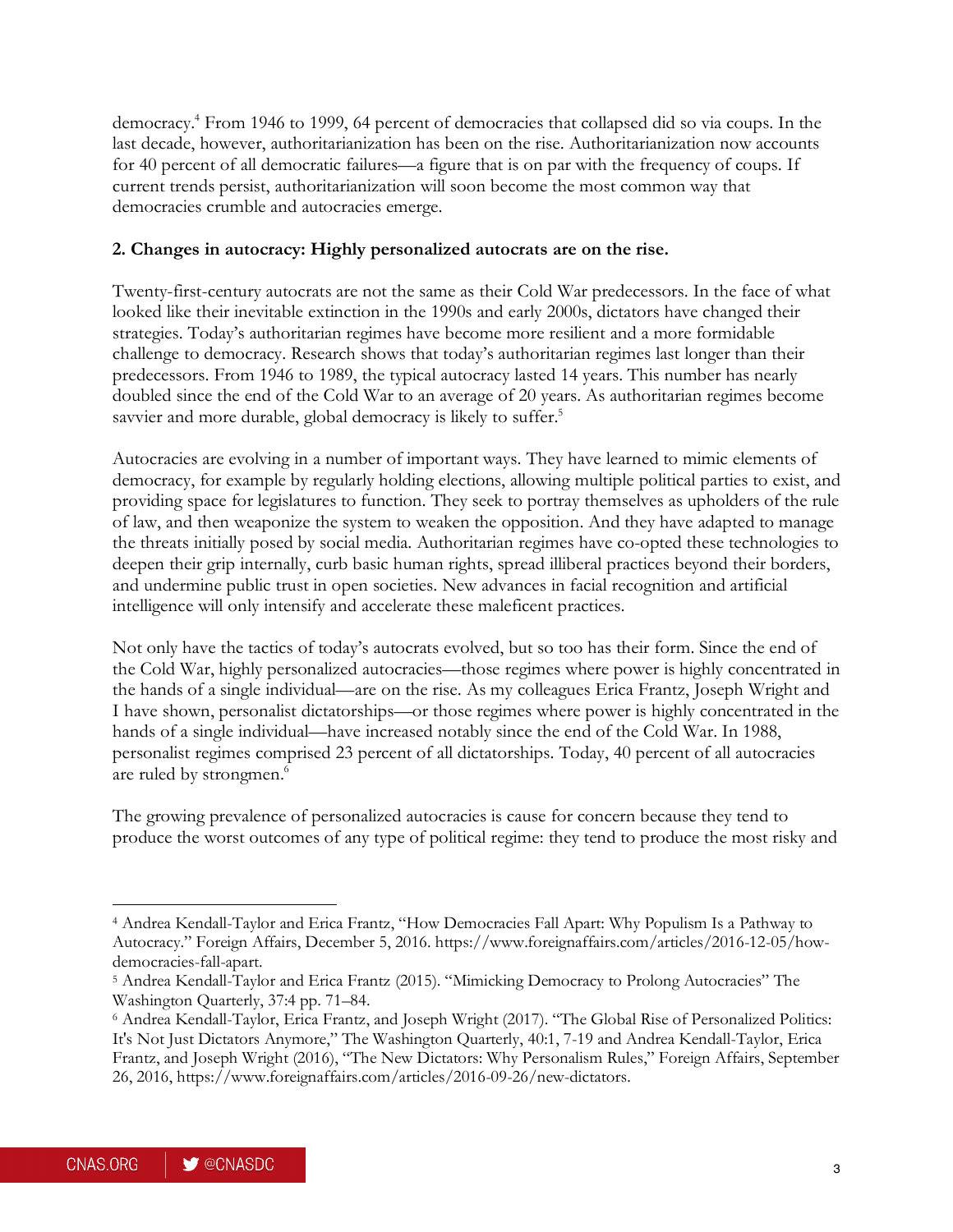democracy.[4] From 1946 to 1999, 64 percent of democracies that collapsed did so via coups. In the last decade, however, authoritarianization has been on the rise. Authoritarianization now accounts for 40 percent of all democratic failures—a figure that is on par with the frequency of coups. If current trends persist, authoritarianization will soon become the most common way that democracies crumble and autocracies emerge.

**2. Changes in autocracy: Highly personalized autocrats are on the rise.**

Twenty-first-century autocrats are not the same as their Cold War predecessors. In the face of what looked like their inevitable extinction in the 1990s and early 2000s, dictators have changed their strategies. Today's authoritarian regimes have become more resilient and a more formidable challenge to democracy. Research shows that today's authoritarian regimes last longer than their predecessors. From 1946 to 1989, the typical autocracy lasted 14 years. This number has nearly doubled since the end of the Cold War to an average of 20 years. As authoritarian regimes become savvier and more durable, global democracy is likely to suffer.[5]

Autocracies are evolving in a number of important ways. They have learned to mimic elements of democracy, for example by regularly holding elections, allowing multiple political parties to exist, and providing space for legislatures to function. They seek to portray themselves as upholders of the rule of law, and then weaponize the system to weaken the opposition. And they have adapted to manage the threats initially posed by social media. Authoritarian regimes have co-opted these technologies to deepen their grip internally, curb basic human rights, spread illiberal practices beyond their borders, and undermine public trust in open societies. New advances in facial recognition and artificial intelligence will only intensify and accelerate these maleficent practices.

Not only have the tactics of today's autocrats evolved, but so too has their form. Since the end of the Cold War, highly personalized autocracies—those regimes where power is highly concentrated in the hands of a single individual—are on the rise. As my colleagues Erica Frantz, Joseph Wright and I have shown, personalist dictatorships—or those regimes where power is highly concentrated in the hands of a single individual—have increased notably since the end of the Cold War. In 1988, personalist regimes comprised 23 percent of all dictatorships. Today, 40 percent of all autocracies are ruled by strongmen.[6]

The growing prevalence of personalized autocracies is cause for concern because they tend to produce the worst outcomes of any type of political regime: they tend to produce the most risky and

---

[4] Andrea Kendall-Taylor and Erica Frantz, "How Democracies Fall Apart: Why Populism Is a Pathway to Autocracy." Foreign Affairs, December 5, 2016. https://www.foreignaffairs.com/articles/2016-12-05/how-democracies-fall-apart.

[5] Andrea Kendall-Taylor and Erica Frantz (2015). "Mimicking Democracy to Prolong Autocracies" The Washington Quarterly, 37:4 pp. 71–84.

[6] Andrea Kendall-Taylor, Erica Frantz, and Joseph Wright (2017). "The Global Rise of Personalized Politics: It's Not Just Dictators Anymore," The Washington Quarterly, 40:1, 7-19 and Andrea Kendall-Taylor, Erica Frantz, and Joseph Wright (2016), "The New Dictators: Why Personalism Rules," Foreign Affairs, September 26, 2016, https://www.foreignaffairs.com/articles/2016-09-26/new-dictators.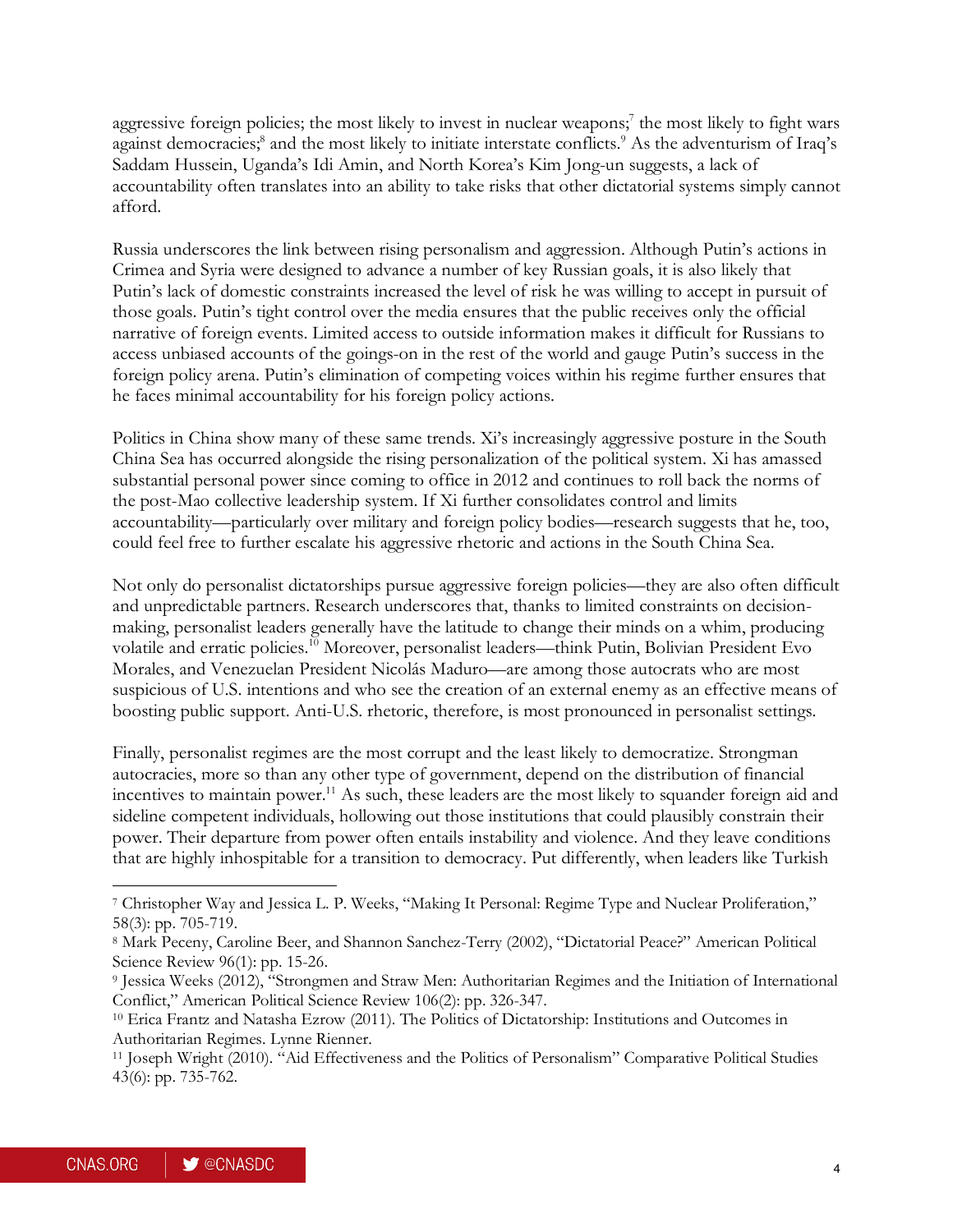aggressive foreign policies; the most likely to invest in nuclear weapons;[7] the most likely to fight wars against democracies;[8] and the most likely to initiate interstate conflicts.[9] As the adventurism of Iraq's Saddam Hussein, Uganda's Idi Amin, and North Korea's Kim Jong-un suggests, a lack of accountability often translates into an ability to take risks that other dictatorial systems simply cannot afford.

Russia underscores the link between rising personalism and aggression. Although Putin's actions in Crimea and Syria were designed to advance a number of key Russian goals, it is also likely that Putin's lack of domestic constraints increased the level of risk he was willing to accept in pursuit of those goals. Putin's tight control over the media ensures that the public receives only the official narrative of foreign events. Limited access to outside information makes it difficult for Russians to access unbiased accounts of the goings-on in the rest of the world and gauge Putin's success in the foreign policy arena. Putin's elimination of competing voices within his regime further ensures that he faces minimal accountability for his foreign policy actions.

Politics in China show many of these same trends. Xi's increasingly aggressive posture in the South China Sea has occurred alongside the rising personalization of the political system. Xi has amassed substantial personal power since coming to office in 2012 and continues to roll back the norms of the post-Mao collective leadership system. If Xi further consolidates control and limits accountability—particularly over military and foreign policy bodies—research suggests that he, too, could feel free to further escalate his aggressive rhetoric and actions in the South China Sea.

Not only do personalist dictatorships pursue aggressive foreign policies—they are also often difficult and unpredictable partners. Research underscores that, thanks to limited constraints on decision-making, personalist leaders generally have the latitude to change their minds on a whim, producing volatile and erratic policies.[10] Moreover, personalist leaders—think Putin, Bolivian President Evo Morales, and Venezuelan President Nicolás Maduro—are among those autocrats who are most suspicious of U.S. intentions and who see the creation of an external enemy as an effective means of boosting public support. Anti-U.S. rhetoric, therefore, is most pronounced in personalist settings.

Finally, personalist regimes are the most corrupt and the least likely to democratize. Strongman autocracies, more so than any other type of government, depend on the distribution of financial incentives to maintain power.[11] As such, these leaders are the most likely to squander foreign aid and sideline competent individuals, hollowing out those institutions that could plausibly constrain their power. Their departure from power often entails instability and violence. And they leave conditions that are highly inhospitable for a transition to democracy. Put differently, when leaders like Turkish

---

[7] Christopher Way and Jessica L. P. Weeks, "Making It Personal: Regime Type and Nuclear Proliferation," 58(3): pp. 705-719.

[8] Mark Peceny, Caroline Beer, and Shannon Sanchez-Terry (2002), "Dictatorial Peace?" American Political Science Review 96(1): pp. 15-26.

[9] Jessica Weeks (2012), "Strongmen and Straw Men: Authoritarian Regimes and the Initiation of International Conflict," American Political Science Review 106(2): pp. 326-347.

[10] Erica Frantz and Natasha Ezrow (2011). The Politics of Dictatorship: Institutions and Outcomes in Authoritarian Regimes. Lynne Rienner.

[11] Joseph Wright (2010). "Aid Effectiveness and the Politics of Personalism" Comparative Political Studies 43(6): pp. 735-762.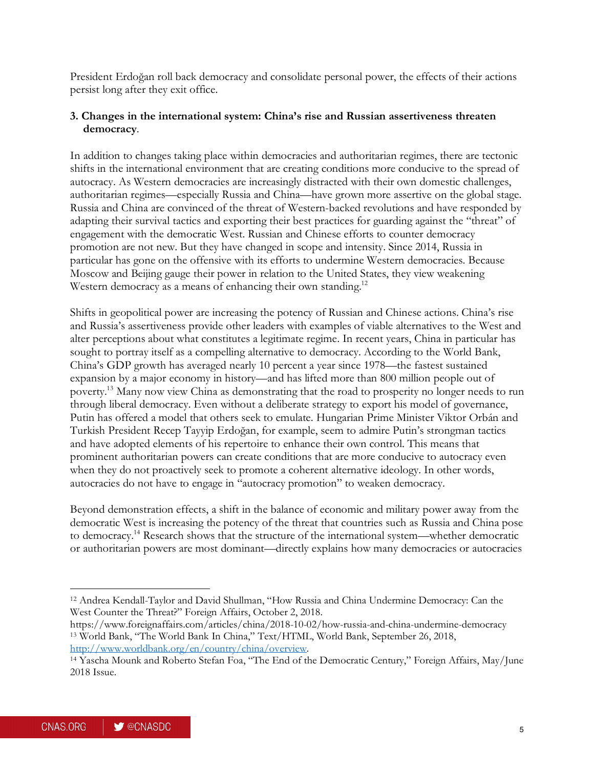President Erdoğan roll back democracy and consolidate personal power, the effects of their actions persist long after they exit office.

**3. Changes in the international system: China's rise and Russian assertiveness threaten democracy.**

In addition to changes taking place within democracies and authoritarian regimes, there are tectonic shifts in the international environment that are creating conditions more conducive to the spread of autocracy. As Western democracies are increasingly distracted with their own domestic challenges, authoritarian regimes—especially Russia and China—have grown more assertive on the global stage. Russia and China are convinced of the threat of Western-backed revolutions and have responded by adapting their survival tactics and exporting their best practices for guarding against the "threat" of engagement with the democratic West. Russian and Chinese efforts to counter democracy promotion are not new. But they have changed in scope and intensity. Since 2014, Russia in particular has gone on the offensive with its efforts to undermine Western democracies. Because Moscow and Beijing gauge their power in relation to the United States, they view weakening Western democracy as a means of enhancing their own standing.[12]

Shifts in geopolitical power are increasing the potency of Russian and Chinese actions. China's rise and Russia's assertiveness provide other leaders with examples of viable alternatives to the West and alter perceptions about what constitutes a legitimate regime. In recent years, China in particular has sought to portray itself as a compelling alternative to democracy. According to the World Bank, China's GDP growth has averaged nearly 10 percent a year since 1978—the fastest sustained expansion by a major economy in history—and has lifted more than 800 million people out of poverty.[13] Many now view China as demonstrating that the road to prosperity no longer needs to run through liberal democracy. Even without a deliberate strategy to export his model of governance, Putin has offered a model that others seek to emulate. Hungarian Prime Minister Viktor Orbán and Turkish President Recep Tayyip Erdoğan, for example, seem to admire Putin's strongman tactics and have adopted elements of his repertoire to enhance their own control. This means that prominent authoritarian powers can create conditions that are more conducive to autocracy even when they do not proactively seek to promote a coherent alternative ideology. In other words, autocracies do not have to engage in "autocracy promotion" to weaken democracy.

Beyond demonstration effects, a shift in the balance of economic and military power away from the democratic West is increasing the potency of the threat that countries such as Russia and China pose to democracy.[14] Research shows that the structure of the international system—whether democratic or authoritarian powers are most dominant—directly explains how many democracies or autocracies

---

[12] Andrea Kendall-Taylor and David Shullman, "How Russia and China Undermine Democracy: Can the West Counter the Threat?" Foreign Affairs, October 2, 2018. https://www.foreignaffairs.com/articles/china/2018-10-02/how-russia-and-china-undermine-democracy

[13] World Bank, "The World Bank In China," Text/HTML, World Bank, September 26, 2018, http://www.worldbank.org/en/country/china/overview.

[14] Yascha Mounk and Roberto Stefan Foa, "The End of the Democratic Century," Foreign Affairs, May/June 2018 Issue.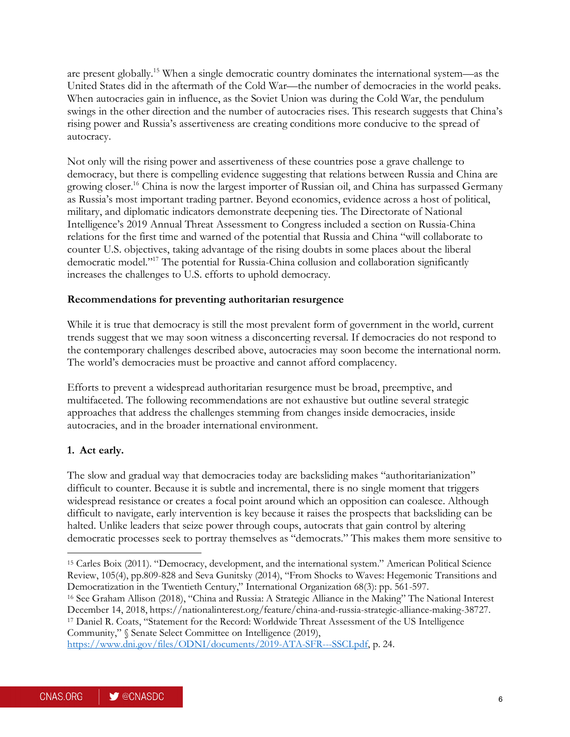are present globally.[15] When a single democratic country dominates the international system—as the United States did in the aftermath of the Cold War—the number of democracies in the world peaks. When autocracies gain in influence, as the Soviet Union was during the Cold War, the pendulum swings in the other direction and the number of autocracies rises. This research suggests that China's rising power and Russia's assertiveness are creating conditions more conducive to the spread of autocracy.

Not only will the rising power and assertiveness of these countries pose a grave challenge to democracy, but there is compelling evidence suggesting that relations between Russia and China are growing closer.[16] China is now the largest importer of Russian oil, and China has surpassed Germany as Russia's most important trading partner. Beyond economics, evidence across a host of political, military, and diplomatic indicators demonstrate deepening ties. The Directorate of National Intelligence's 2019 Annual Threat Assessment to Congress included a section on Russia-China relations for the first time and warned of the potential that Russia and China "will collaborate to counter U.S. objectives, taking advantage of the rising doubts in some places about the liberal democratic model."[17] The potential for Russia-China collusion and collaboration significantly increases the challenges to U.S. efforts to uphold democracy.

**Recommendations for preventing authoritarian resurgence**

While it is true that democracy is still the most prevalent form of government in the world, current trends suggest that we may soon witness a disconcerting reversal. If democracies do not respond to the contemporary challenges described above, autocracies may soon become the international norm. The world's democracies must be proactive and cannot afford complacency.

Efforts to prevent a widespread authoritarian resurgence must be broad, preemptive, and multifaceted. The following recommendations are not exhaustive but outline several strategic approaches that address the challenges stemming from changes inside democracies, inside autocracies, and in the broader international environment.

**1. Act early.**

The slow and gradual way that democracies today are backsliding makes "authoritarianization" difficult to counter. Because it is subtle and incremental, there is no single moment that triggers widespread resistance or creates a focal point around which an opposition can coalesce. Although difficult to navigate, early intervention is key because it raises the prospects that backsliding can be halted. Unlike leaders that seize power through coups, autocrats that gain control by altering democratic processes seek to portray themselves as "democrats." This makes them more sensitive to

---

[15] Carles Boix (2011). "Democracy, development, and the international system." American Political Science Review, 105(4), pp.809-828 and Seva Gunitsky (2014), "From Shocks to Waves: Hegemonic Transitions and Democratization in the Twentieth Century," International Organization 68(3): pp. 561-597.

[16] See Graham Allison (2018), "China and Russia: A Strategic Alliance in the Making" The National Interest December 14, 2018, https://nationalinterest.org/feature/china-and-russia-strategic-alliance-making-38727.

[17] Daniel R. Coats, "Statement for the Record: Worldwide Threat Assessment of the US Intelligence Community," § Senate Select Committee on Intelligence (2019), https://www.dni.gov/files/ODNI/documents/2019-ATA-SFR---SSCI.pdf, p. 24.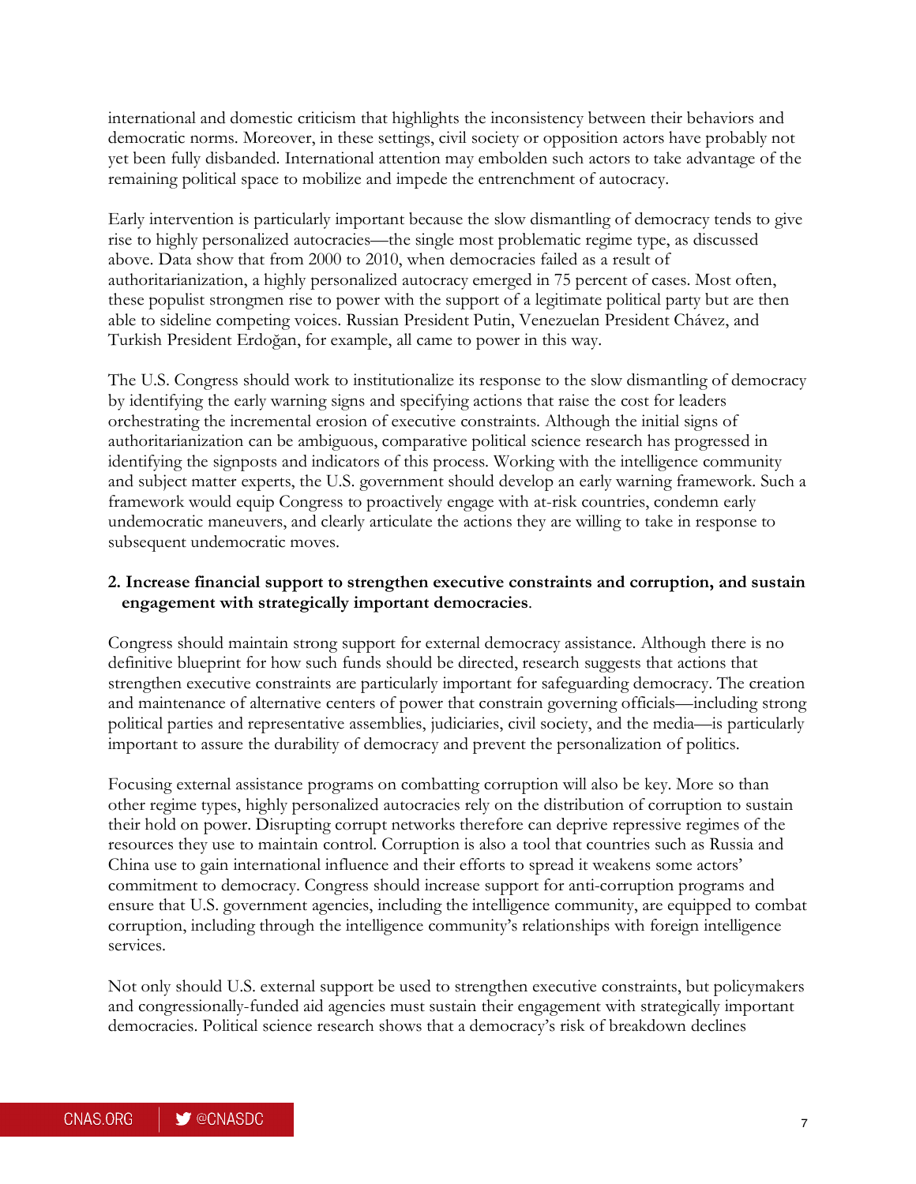international and domestic criticism that highlights the inconsistency between their behaviors and democratic norms. Moreover, in these settings, civil society or opposition actors have probably not yet been fully disbanded. International attention may embolden such actors to take advantage of the remaining political space to mobilize and impede the entrenchment of autocracy.

Early intervention is particularly important because the slow dismantling of democracy tends to give rise to highly personalized autocracies—the single most problematic regime type, as discussed above. Data show that from 2000 to 2010, when democracies failed as a result of authoritarianization, a highly personalized autocracy emerged in 75 percent of cases. Most often, these populist strongmen rise to power with the support of a legitimate political party but are then able to sideline competing voices. Russian President Putin, Venezuelan President Chávez, and Turkish President Erdoğan, for example, all came to power in this way.

The U.S. Congress should work to institutionalize its response to the slow dismantling of democracy by identifying the early warning signs and specifying actions that raise the cost for leaders orchestrating the incremental erosion of executive constraints. Although the initial signs of authoritarianization can be ambiguous, comparative political science research has progressed in identifying the signposts and indicators of this process. Working with the intelligence community and subject matter experts, the U.S. government should develop an early warning framework. Such a framework would equip Congress to proactively engage with at-risk countries, condemn early undemocratic maneuvers, and clearly articulate the actions they are willing to take in response to subsequent undemocratic moves.

**2. Increase financial support to strengthen executive constraints and corruption, and sustain engagement with strategically important democracies**.

Congress should maintain strong support for external democracy assistance. Although there is no definitive blueprint for how such funds should be directed, research suggests that actions that strengthen executive constraints are particularly important for safeguarding democracy. The creation and maintenance of alternative centers of power that constrain governing officials—including strong political parties and representative assemblies, judiciaries, civil society, and the media—is particularly important to assure the durability of democracy and prevent the personalization of politics.

Focusing external assistance programs on combatting corruption will also be key. More so than other regime types, highly personalized autocracies rely on the distribution of corruption to sustain their hold on power. Disrupting corrupt networks therefore can deprive repressive regimes of the resources they use to maintain control. Corruption is also a tool that countries such as Russia and China use to gain international influence and their efforts to spread it weakens some actors' commitment to democracy. Congress should increase support for anti-corruption programs and ensure that U.S. government agencies, including the intelligence community, are equipped to combat corruption, including through the intelligence community's relationships with foreign intelligence services.

Not only should U.S. external support be used to strengthen executive constraints, but policymakers and congressionally-funded aid agencies must sustain their engagement with strategically important democracies. Political science research shows that a democracy's risk of breakdown declines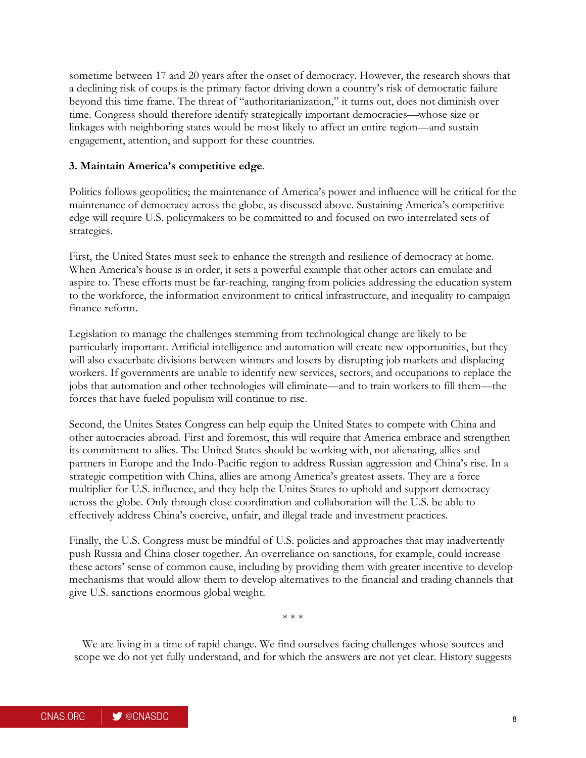sometime between 17 and 20 years after the onset of democracy. However, the research shows that a declining risk of coups is the primary factor driving down a country's risk of democratic failure beyond this time frame. The threat of "authoritarianization," it turns out, does not diminish over time. Congress should therefore identify strategically important democracies—whose size or linkages with neighboring states would be most likely to affect an entire region—and sustain engagement, attention, and support for these countries.

**3. Maintain America's competitive edge**.

Politics follows geopolitics; the maintenance of America's power and influence will be critical for the maintenance of democracy across the globe, as discussed above. Sustaining America's competitive edge will require U.S. policymakers to be committed to and focused on two interrelated sets of strategies.

First, the United States must seek to enhance the strength and resilience of democracy at home. When America's house is in order, it sets a powerful example that other actors can emulate and aspire to. These efforts must be far-reaching, ranging from policies addressing the education system to the workforce, the information environment to critical infrastructure, and inequality to campaign finance reform.

Legislation to manage the challenges stemming from technological change are likely to be particularly important. Artificial intelligence and automation will create new opportunities, but they will also exacerbate divisions between winners and losers by disrupting job markets and displacing workers. If governments are unable to identify new services, sectors, and occupations to replace the jobs that automation and other technologies will eliminate—and to train workers to fill them—the forces that have fueled populism will continue to rise.

Second, the Unites States Congress can help equip the United States to compete with China and other autocracies abroad. First and foremost, this will require that America embrace and strengthen its commitment to allies. The United States should be working with, not alienating, allies and partners in Europe and the Indo-Pacific region to address Russian aggression and China's rise. In a strategic competition with China, allies are among America's greatest assets. They are a force multiplier for U.S. influence, and they help the Unites States to uphold and support democracy across the globe. Only through close coordination and collaboration will the U.S. be able to effectively address China's coercive, unfair, and illegal trade and investment practices.

Finally, the U.S. Congress must be mindful of U.S. policies and approaches that may inadvertently push Russia and China closer together. An overreliance on sanctions, for example, could increase these actors' sense of common cause, including by providing them with greater incentive to develop mechanisms that would allow them to develop alternatives to the financial and trading channels that give U.S. sanctions enormous global weight.

\* \* \*

We are living in a time of rapid change. We find ourselves facing challenges whose sources and scope we do not yet fully understand, and for which the answers are not yet clear. History suggests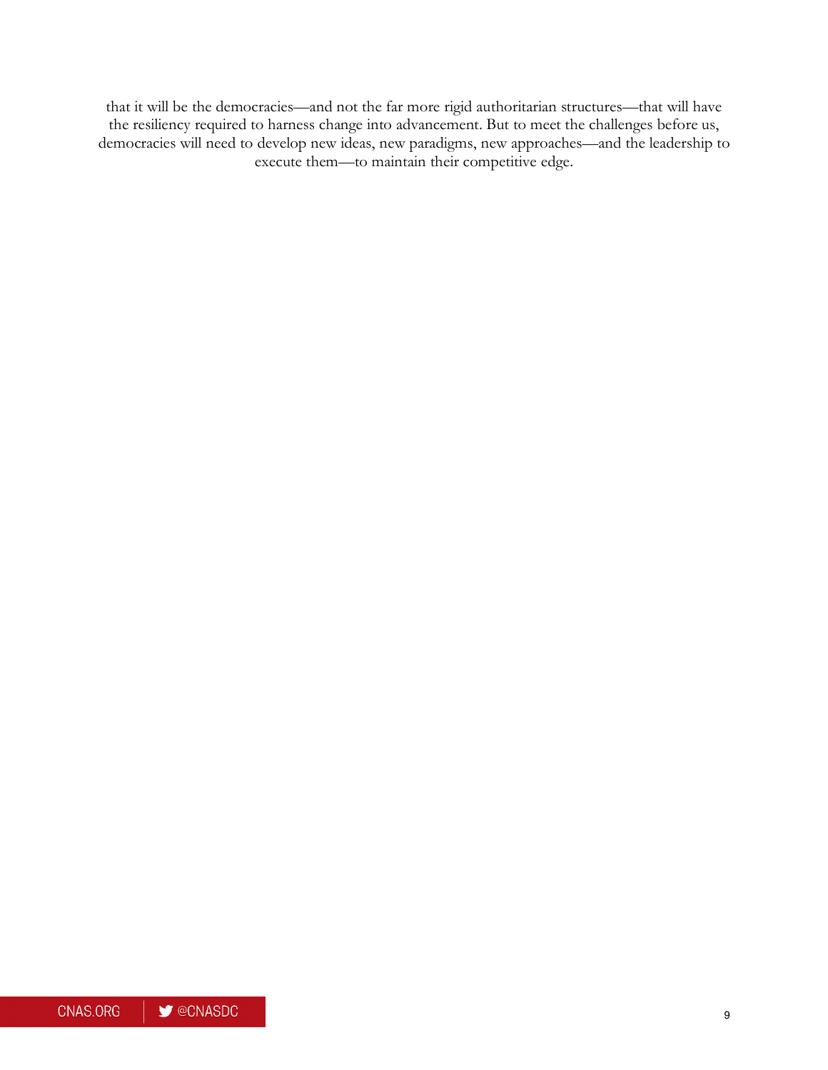that it will be the democracies—and not the far more rigid authoritarian structures—that will have the resiliency required to harness change into advancement. But to meet the challenges before us, democracies will need to develop new ideas, new paradigms, new approaches—and the leadership to execute them—to maintain their competitive edge.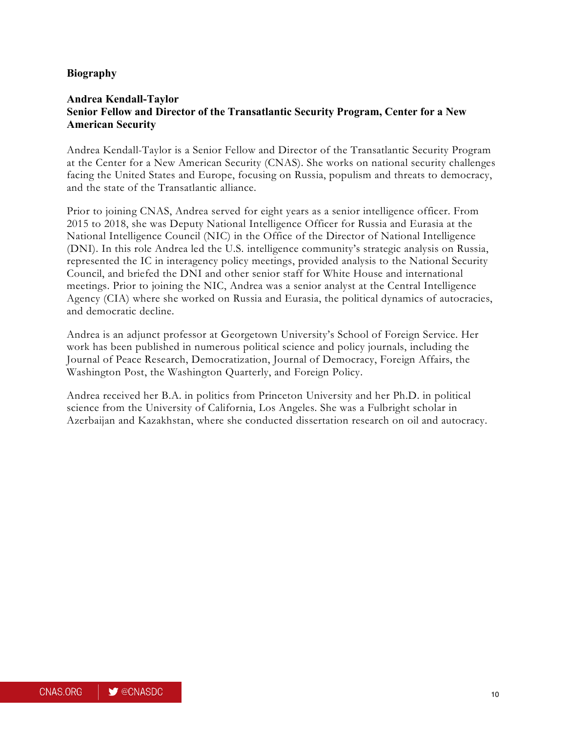## Biography

### Andrea Kendall-Taylor
### Senior Fellow and Director of the Transatlantic Security Program, Center for a New American Security

Andrea Kendall-Taylor is a Senior Fellow and Director of the Transatlantic Security Program at the Center for a New American Security (CNAS). She works on national security challenges facing the United States and Europe, focusing on Russia, populism and threats to democracy, and the state of the Transatlantic alliance.

Prior to joining CNAS, Andrea served for eight years as a senior intelligence officer. From 2015 to 2018, she was Deputy National Intelligence Officer for Russia and Eurasia at the National Intelligence Council (NIC) in the Office of the Director of National Intelligence (DNI). In this role Andrea led the U.S. intelligence community's strategic analysis on Russia, represented the IC in interagency policy meetings, provided analysis to the National Security Council, and briefed the DNI and other senior staff for White House and international meetings. Prior to joining the NIC, Andrea was a senior analyst at the Central Intelligence Agency (CIA) where she worked on Russia and Eurasia, the political dynamics of autocracies, and democratic decline.

Andrea is an adjunct professor at Georgetown University's School of Foreign Service. Her work has been published in numerous political science and policy journals, including the Journal of Peace Research, Democratization, Journal of Democracy, Foreign Affairs, the Washington Post, the Washington Quarterly, and Foreign Policy.

Andrea received her B.A. in politics from Princeton University and her Ph.D. in political science from the University of California, Los Angeles. She was a Fulbright scholar in Azerbaijan and Kazakhstan, where she conducted dissertation research on oil and autocracy.